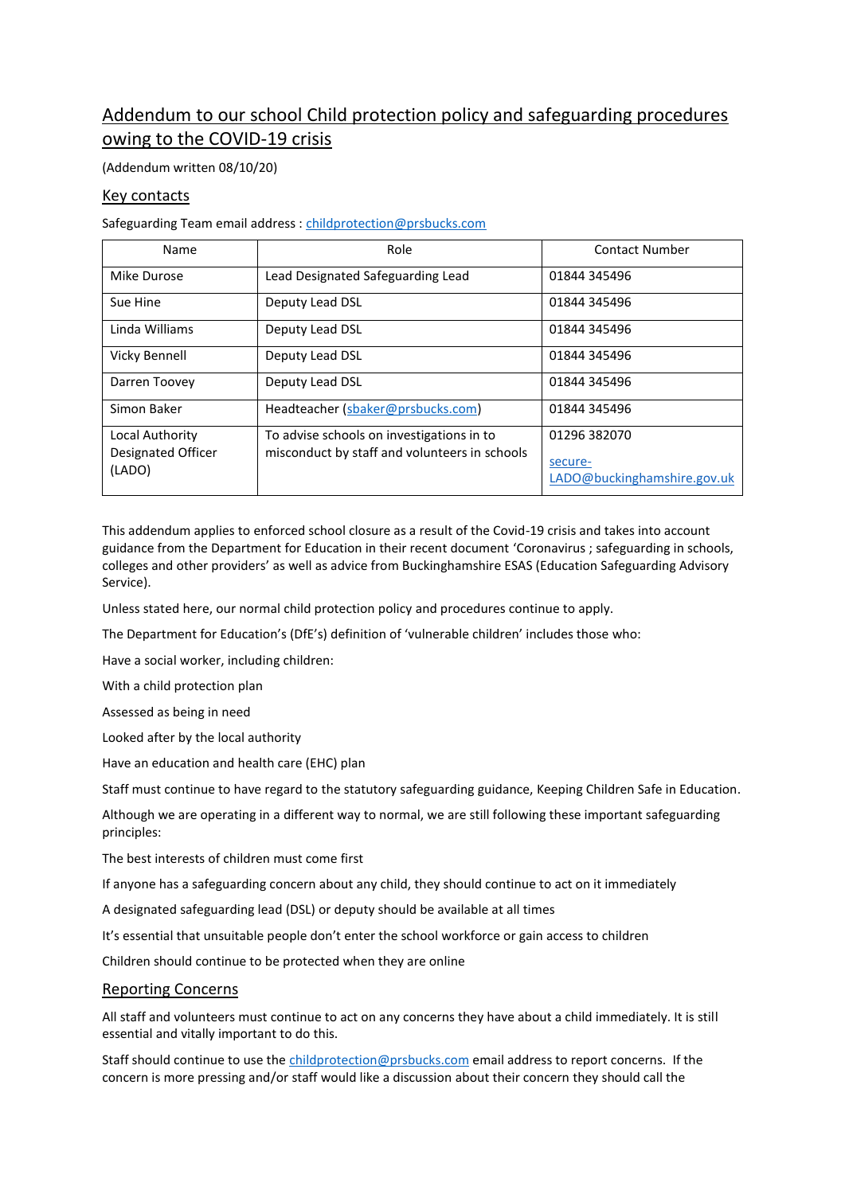# Addendum to our school Child protection policy and safeguarding procedures owing to the COVID-19 crisis

(Addendum written 08/10/20)

## Key contacts

Safeguarding Team email address : childprotection@prsbucks.com

| Name | Role | Contact Number |
|---|---|---|
| Mike Durose | Lead Designated Safeguarding Lead | 01844 345496 |
| Sue Hine | Deputy Lead DSL | 01844 345496 |
| Linda Williams | Deputy Lead DSL | 01844 345496 |
| Vicky Bennell | Deputy Lead DSL | 01844 345496 |
| Darren Toovey | Deputy Lead DSL | 01844 345496 |
| Simon Baker | Headteacher (sbaker@prsbucks.com) | 01844 345496 |
| Local Authority Designated Officer (LADO) | To advise schools on investigations in to misconduct by staff and volunteers in schools | 01296 382070<br>secure-LADO@buckinghamshire.gov.uk |

This addendum applies to enforced school closure as a result of the Covid-19 crisis and takes into account guidance from the Department for Education in their recent document 'Coronavirus ; safeguarding in schools, colleges and other providers' as well as advice from Buckinghamshire ESAS (Education Safeguarding Advisory Service).

Unless stated here, our normal child protection policy and procedures continue to apply.

The Department for Education's (DfE's) definition of 'vulnerable children' includes those who:

Have a social worker, including children:

With a child protection plan

Assessed as being in need

Looked after by the local authority

Have an education and health care (EHC) plan

Staff must continue to have regard to the statutory safeguarding guidance, Keeping Children Safe in Education.

Although we are operating in a different way to normal, we are still following these important safeguarding principles:

The best interests of children must come first

If anyone has a safeguarding concern about any child, they should continue to act on it immediately

A designated safeguarding lead (DSL) or deputy should be available at all times

It's essential that unsuitable people don't enter the school workforce or gain access to children

Children should continue to be protected when they are online

## Reporting Concerns

All staff and volunteers must continue to act on any concerns they have about a child immediately. It is still essential and vitally important to do this.

Staff should continue to use the childprotection@prsbucks.com email address to report concerns. If the concern is more pressing and/or staff would like a discussion about their concern they should call the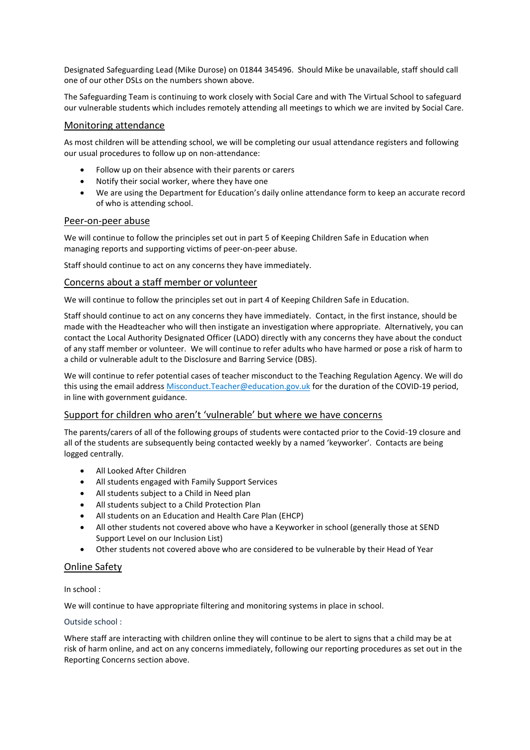Designated Safeguarding Lead (Mike Durose) on 01844 345496. Should Mike be unavailable, staff should call one of our other DSLs on the numbers shown above.

The Safeguarding Team is continuing to work closely with Social Care and with The Virtual School to safeguard our vulnerable students which includes remotely attending all meetings to which we are invited by Social Care.

## Monitoring attendance

As most children will be attending school, we will be completing our usual attendance registers and following our usual procedures to follow up on non-attendance:

- Follow up on their absence with their parents or carers
- Notify their social worker, where they have one
- We are using the Department for Education's daily online attendance form to keep an accurate record of who is attending school.

## Peer-on-peer abuse

We will continue to follow the principles set out in part 5 of Keeping Children Safe in Education when managing reports and supporting victims of peer-on-peer abuse.

Staff should continue to act on any concerns they have immediately.

## Concerns about a staff member or volunteer

We will continue to follow the principles set out in part 4 of Keeping Children Safe in Education.

Staff should continue to act on any concerns they have immediately. Contact, in the first instance, should be made with the Headteacher who will then instigate an investigation where appropriate. Alternatively, you can contact the Local Authority Designated Officer (LADO) directly with any concerns they have about the conduct of any staff member or volunteer. We will continue to refer adults who have harmed or pose a risk of harm to a child or vulnerable adult to the Disclosure and Barring Service (DBS).

We will continue to refer potential cases of teacher misconduct to the Teaching Regulation Agency. We will do this using the email address Misconduct.Teacher@education.gov.uk for the duration of the COVID-19 period, in line with government guidance.

## Support for children who aren't 'vulnerable' but where we have concerns

The parents/carers of all of the following groups of students were contacted prior to the Covid-19 closure and all of the students are subsequently being contacted weekly by a named 'keyworker'. Contacts are being logged centrally.

- All Looked After Children
- All students engaged with Family Support Services
- All students subject to a Child in Need plan
- All students subject to a Child Protection Plan
- All students on an Education and Health Care Plan (EHCP)
- All other students not covered above who have a Keyworker in school (generally those at SEND Support Level on our Inclusion List)
- Other students not covered above who are considered to be vulnerable by their Head of Year

## Online Safety

In school :

We will continue to have appropriate filtering and monitoring systems in place in school.

### Outside school :

Where staff are interacting with children online they will continue to be alert to signs that a child may be at risk of harm online, and act on any concerns immediately, following our reporting procedures as set out in the Reporting Concerns section above.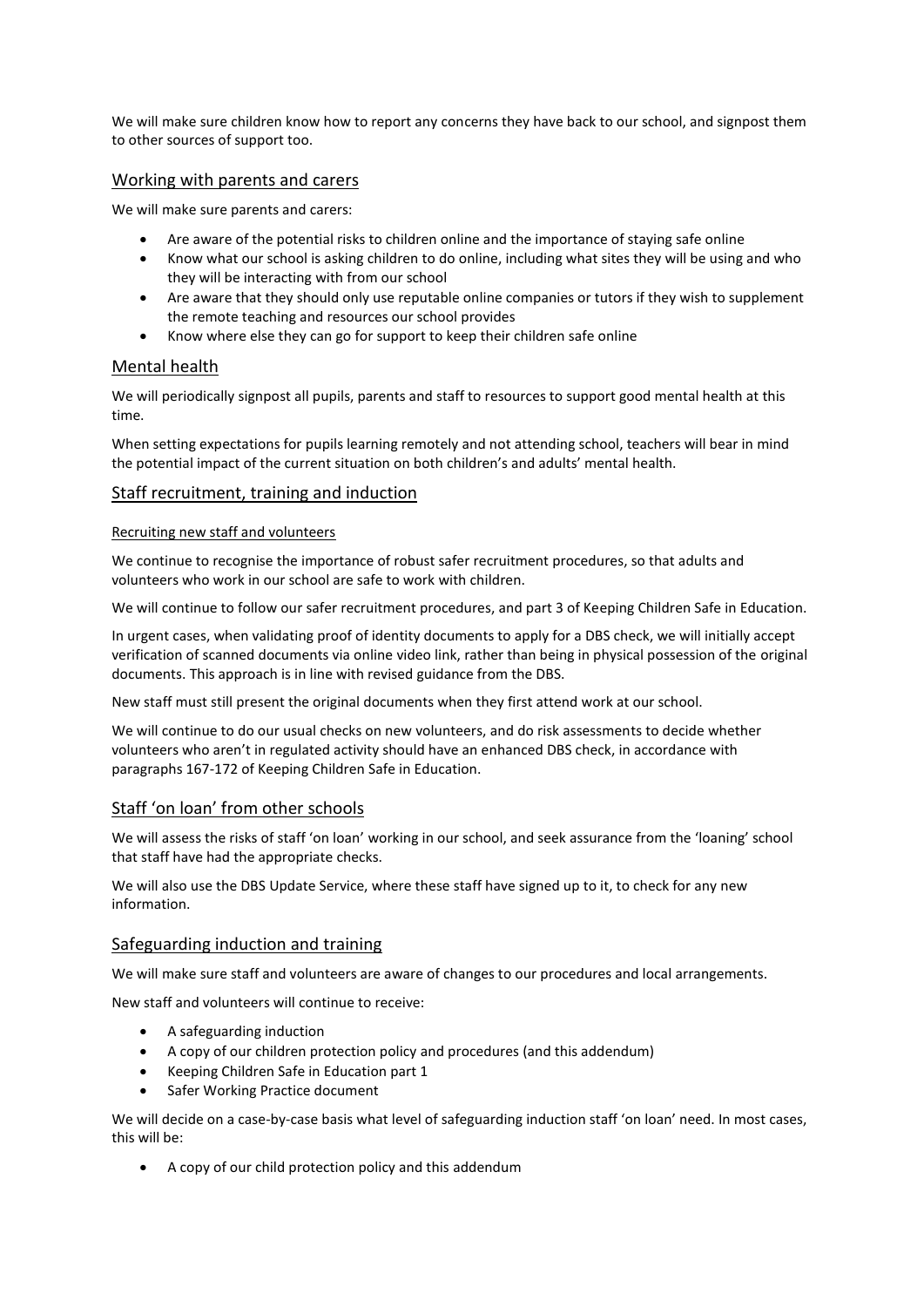We will make sure children know how to report any concerns they have back to our school, and signpost them to other sources of support too.

## Working with parents and carers

We will make sure parents and carers:

- Are aware of the potential risks to children online and the importance of staying safe online
- Know what our school is asking children to do online, including what sites they will be using and who they will be interacting with from our school
- Are aware that they should only use reputable online companies or tutors if they wish to supplement the remote teaching and resources our school provides
- Know where else they can go for support to keep their children safe online

## Mental health

We will periodically signpost all pupils, parents and staff to resources to support good mental health at this time.

When setting expectations for pupils learning remotely and not attending school, teachers will bear in mind the potential impact of the current situation on both children's and adults' mental health.

## Staff recruitment, training and induction

### Recruiting new staff and volunteers

We continue to recognise the importance of robust safer recruitment procedures, so that adults and volunteers who work in our school are safe to work with children.

We will continue to follow our safer recruitment procedures, and part 3 of Keeping Children Safe in Education.

In urgent cases, when validating proof of identity documents to apply for a DBS check, we will initially accept verification of scanned documents via online video link, rather than being in physical possession of the original documents. This approach is in line with revised guidance from the DBS.

New staff must still present the original documents when they first attend work at our school.

We will continue to do our usual checks on new volunteers, and do risk assessments to decide whether volunteers who aren't in regulated activity should have an enhanced DBS check, in accordance with paragraphs 167-172 of Keeping Children Safe in Education.

## Staff 'on loan' from other schools

We will assess the risks of staff 'on loan' working in our school, and seek assurance from the 'loaning' school that staff have had the appropriate checks.

We will also use the DBS Update Service, where these staff have signed up to it, to check for any new information.

## Safeguarding induction and training

We will make sure staff and volunteers are aware of changes to our procedures and local arrangements.

New staff and volunteers will continue to receive:

- A safeguarding induction
- A copy of our children protection policy and procedures (and this addendum)
- Keeping Children Safe in Education part 1
- Safer Working Practice document

We will decide on a case-by-case basis what level of safeguarding induction staff 'on loan' need. In most cases, this will be:

- A copy of our child protection policy and this addendum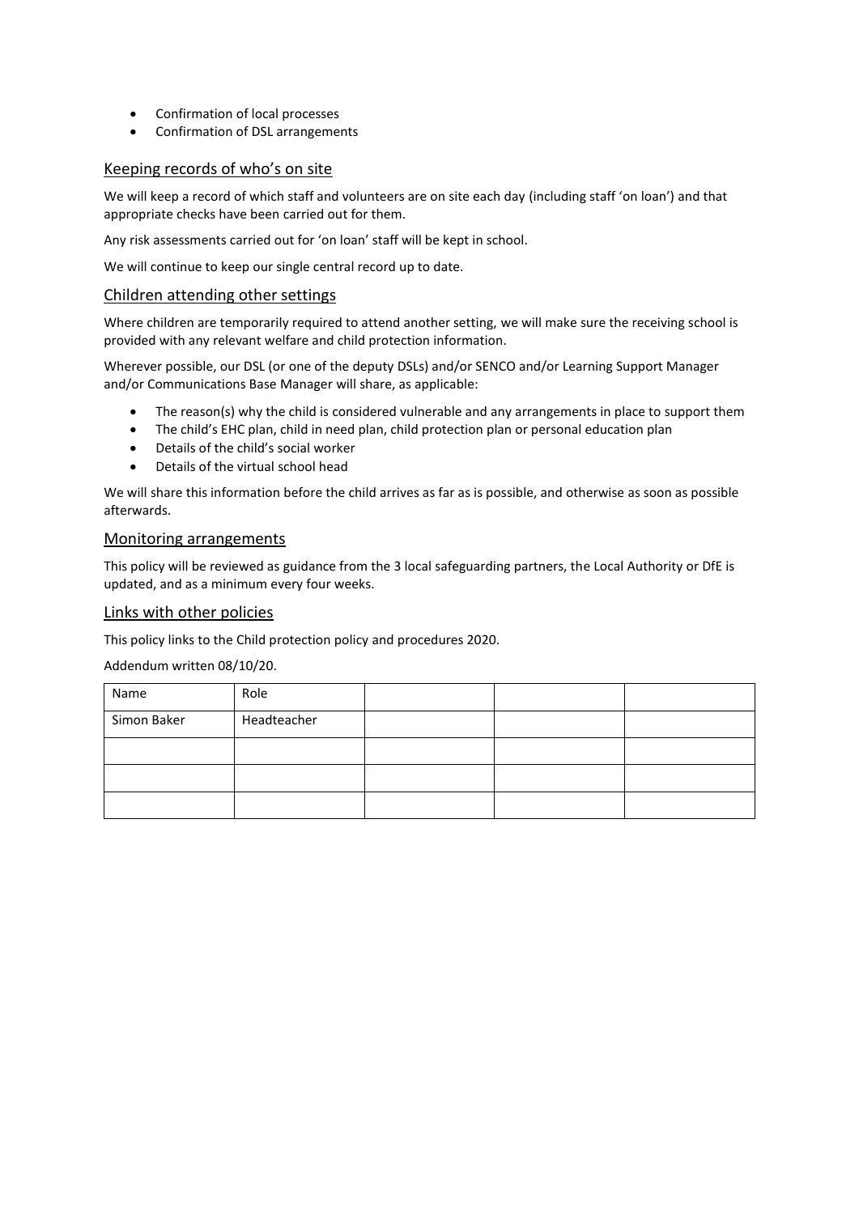- Confirmation of local processes
- Confirmation of DSL arrangements

## Keeping records of who's on site

We will keep a record of which staff and volunteers are on site each day (including staff 'on loan') and that appropriate checks have been carried out for them.

Any risk assessments carried out for 'on loan' staff will be kept in school.

We will continue to keep our single central record up to date.

## Children attending other settings

Where children are temporarily required to attend another setting, we will make sure the receiving school is provided with any relevant welfare and child protection information.

Wherever possible, our DSL (or one of the deputy DSLs) and/or SENCO and/or Learning Support Manager and/or Communications Base Manager will share, as applicable:

- The reason(s) why the child is considered vulnerable and any arrangements in place to support them
- The child's EHC plan, child in need plan, child protection plan or personal education plan
- Details of the child's social worker
- Details of the virtual school head

We will share this information before the child arrives as far as is possible, and otherwise as soon as possible afterwards.

## Monitoring arrangements

This policy will be reviewed as guidance from the 3 local safeguarding partners, the Local Authority or DfE is updated, and as a minimum every four weeks.

## Links with other policies

This policy links to the Child protection policy and procedures 2020.

Addendum written 08/10/20.

| Name | Role | | | |
|---|---|---|---|---|
| Simon Baker | Headteacher | | | |
| | | | | |
| | | | | |
| | | | | |